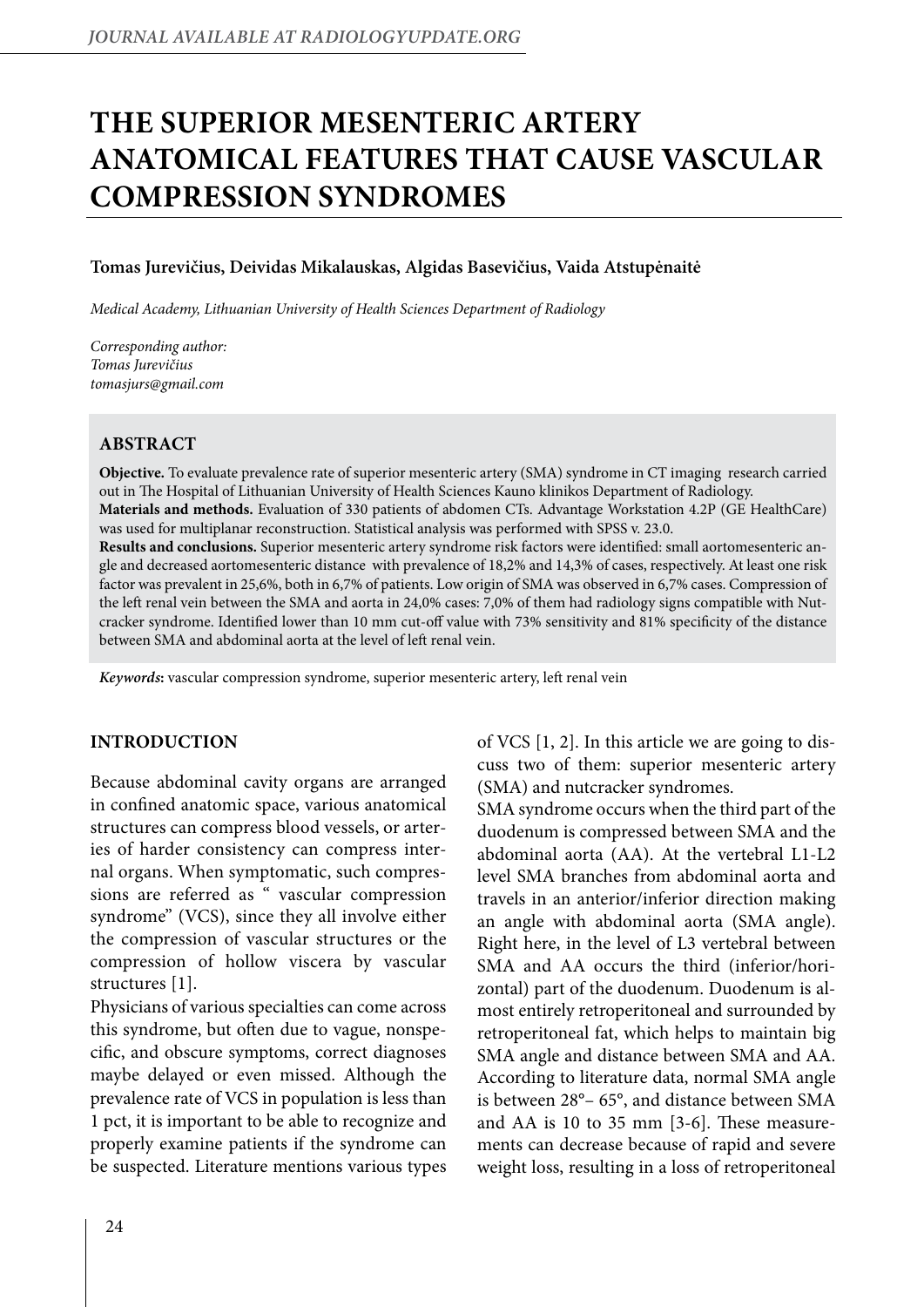# THE SUPERIOR MESENTERIC ARTERY ANATOMICAL FEATURES THAT CAUSE VASCULAR COMPRESSION SYNDROMES

**Tomas Jurevičius, Deividas Mikalauskas, Algidas Basevičius, Vaida Atstupėnaitė**

*Medical Academy, Lithuanian University of Health Sciences Department of Radiology*

*Corresponding author:*
*Tomas Jurevičius*
*tomasjurs@gmail.com*

## ABSTRACT

**Objective.** To evaluate prevalence rate of superior mesenteric artery (SMA) syndrome in CT imaging research carried out in The Hospital of Lithuanian University of Health Sciences Kauno klinikos Department of Radiology.
**Materials and methods.** Evaluation of 330 patients of abdomen CTs. Advantage Workstation 4.2P (GE HealthCare) was used for multiplanar reconstruction. Statistical analysis was performed with SPSS v. 23.0.
**Results and conclusions.** Superior mesenteric artery syndrome risk factors were identified: small aortomesenteric angle and decreased aortomesenteric distance with prevalence of 18,2% and 14,3% of cases, respectively. At least one risk factor was prevalent in 25,6%, both in 6,7% of patients. Low origin of SMA was observed in 6,7% cases. Compression of the left renal vein between the SMA and aorta in 24,0% cases: 7,0% of them had radiology signs compatible with Nutcracker syndrome. Identified lower than 10 mm cut-off value with 73% sensitivity and 81% specificity of the distance between SMA and abdominal aorta at the level of left renal vein.

***Keywords*:** vascular compression syndrome, superior mesenteric artery, left renal vein

## INTRODUCTION

Because abdominal cavity organs are arranged in confined anatomic space, various anatomical structures can compress blood vessels, or arteries of harder consistency can compress internal organs. When symptomatic, such compressions are referred as " vascular compression syndrome" (VCS), since they all involve either the compression of vascular structures or the compression of hollow viscera by vascular structures [1].

Physicians of various specialties can come across this syndrome, but often due to vague, nonspecific, and obscure symptoms, correct diagnoses maybe delayed or even missed. Although the prevalence rate of VCS in population is less than 1 pct, it is important to be able to recognize and properly examine patients if the syndrome can be suspected. Literature mentions various types of VCS [1, 2]. In this article we are going to discuss two of them: superior mesenteric artery (SMA) and nutcracker syndromes.

SMA syndrome occurs when the third part of the duodenum is compressed between SMA and the abdominal aorta (AA). At the vertebral L1-L2 level SMA branches from abdominal aorta and travels in an anterior/inferior direction making an angle with abdominal aorta (SMA angle). Right here, in the level of L3 vertebral between SMA and AA occurs the third (inferior/horizontal) part of the duodenum. Duodenum is almost entirely retroperitoneal and surrounded by retroperitoneal fat, which helps to maintain big SMA angle and distance between SMA and AA. According to literature data, normal SMA angle is between 28°– 65°, and distance between SMA and AA is 10 to 35 mm [3-6]. These measurements can decrease because of rapid and severe weight loss, resulting in a loss of retroperitoneal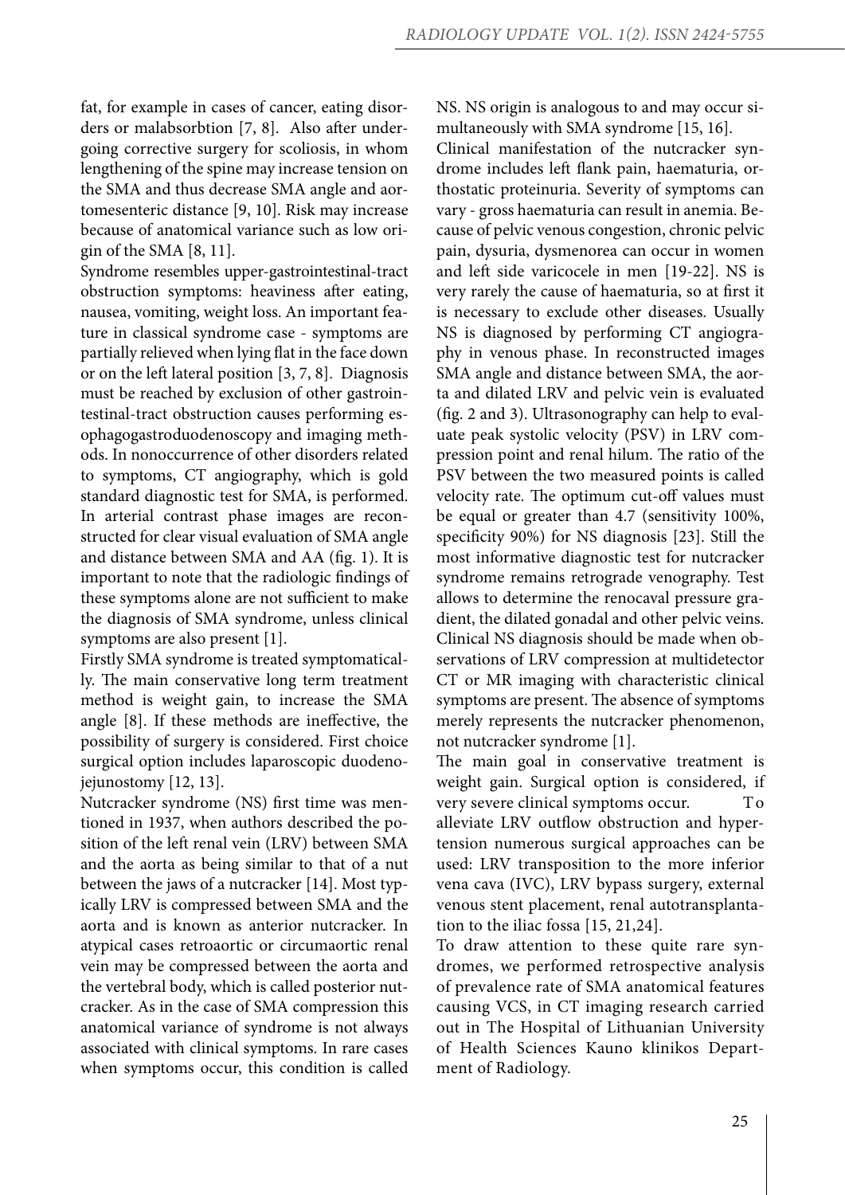fat, for example in cases of cancer, eating disorders or malabsorbtion [7, 8]. Also after undergoing corrective surgery for scoliosis, in whom lengthening of the spine may increase tension on the SMA and thus decrease SMA angle and aortomesenteric distance [9, 10]. Risk may increase because of anatomical variance such as low origin of the SMA [8, 11].

Syndrome resembles upper-gastrointestinal-tract obstruction symptoms: heaviness after eating, nausea, vomiting, weight loss. An important feature in classical syndrome case - symptoms are partially relieved when lying flat in the face down or on the left lateral position [3, 7, 8]. Diagnosis must be reached by exclusion of other gastrointestinal-tract obstruction causes performing esophagogastroduodenoscopy and imaging methods. In nonoccurrence of other disorders related to symptoms, CT angiography, which is gold standard diagnostic test for SMA, is performed. In arterial contrast phase images are reconstructed for clear visual evaluation of SMA angle and distance between SMA and AA (fig. 1). It is important to note that the radiologic findings of these symptoms alone are not sufficient to make the diagnosis of SMA syndrome, unless clinical symptoms are also present [1].

Firstly SMA syndrome is treated symptomatically. The main conservative long term treatment method is weight gain, to increase the SMA angle [8]. If these methods are ineffective, the possibility of surgery is considered. First choice surgical option includes laparoscopic duodenojejunostomy [12, 13].

Nutcracker syndrome (NS) first time was mentioned in 1937, when authors described the position of the left renal vein (LRV) between SMA and the aorta as being similar to that of a nut between the jaws of a nutcracker [14]. Most typically LRV is compressed between SMA and the aorta and is known as anterior nutcracker. In atypical cases retroaortic or circumaortic renal vein may be compressed between the aorta and the vertebral body, which is called posterior nutcracker. As in the case of SMA compression this anatomical variance of syndrome is not always associated with clinical symptoms. In rare cases when symptoms occur, this condition is called NS. NS origin is analogous to and may occur simultaneously with SMA syndrome [15, 16].

Clinical manifestation of the nutcracker syndrome includes left flank pain, haematuria, orthostatic proteinuria. Severity of symptoms can vary - gross haematuria can result in anemia. Because of pelvic venous congestion, chronic pelvic pain, dysuria, dysmenorea can occur in women and left side varicocele in men [19-22]. NS is very rarely the cause of haematuria, so at first it is necessary to exclude other diseases. Usually NS is diagnosed by performing CT angiography in venous phase. In reconstructed images SMA angle and distance between SMA, the aorta and dilated LRV and pelvic vein is evaluated (fig. 2 and 3). Ultrasonography can help to evaluate peak systolic velocity (PSV) in LRV compression point and renal hilum. The ratio of the PSV between the two measured points is called velocity rate. The optimum cut-off values must be equal or greater than 4.7 (sensitivity 100%, specificity 90%) for NS diagnosis [23]. Still the most informative diagnostic test for nutcracker syndrome remains retrograde venography. Test allows to determine the renocaval pressure gradient, the dilated gonadal and other pelvic veins. Clinical NS diagnosis should be made when observations of LRV compression at multidetector CT or MR imaging with characteristic clinical symptoms are present. The absence of symptoms merely represents the nutcracker phenomenon, not nutcracker syndrome [1].

The main goal in conservative treatment is weight gain. Surgical option is considered, if very severe clinical symptoms occur. To alleviate LRV outflow obstruction and hypertension numerous surgical approaches can be used: LRV transposition to the more inferior vena cava (IVC), LRV bypass surgery, external venous stent placement, renal autotransplantation to the iliac fossa [15, 21,24].

To draw attention to these quite rare syndromes, we performed retrospective analysis of prevalence rate of SMA anatomical features causing VCS, in CT imaging research carried out in The Hospital of Lithuanian University of Health Sciences Kauno klinikos Department of Radiology.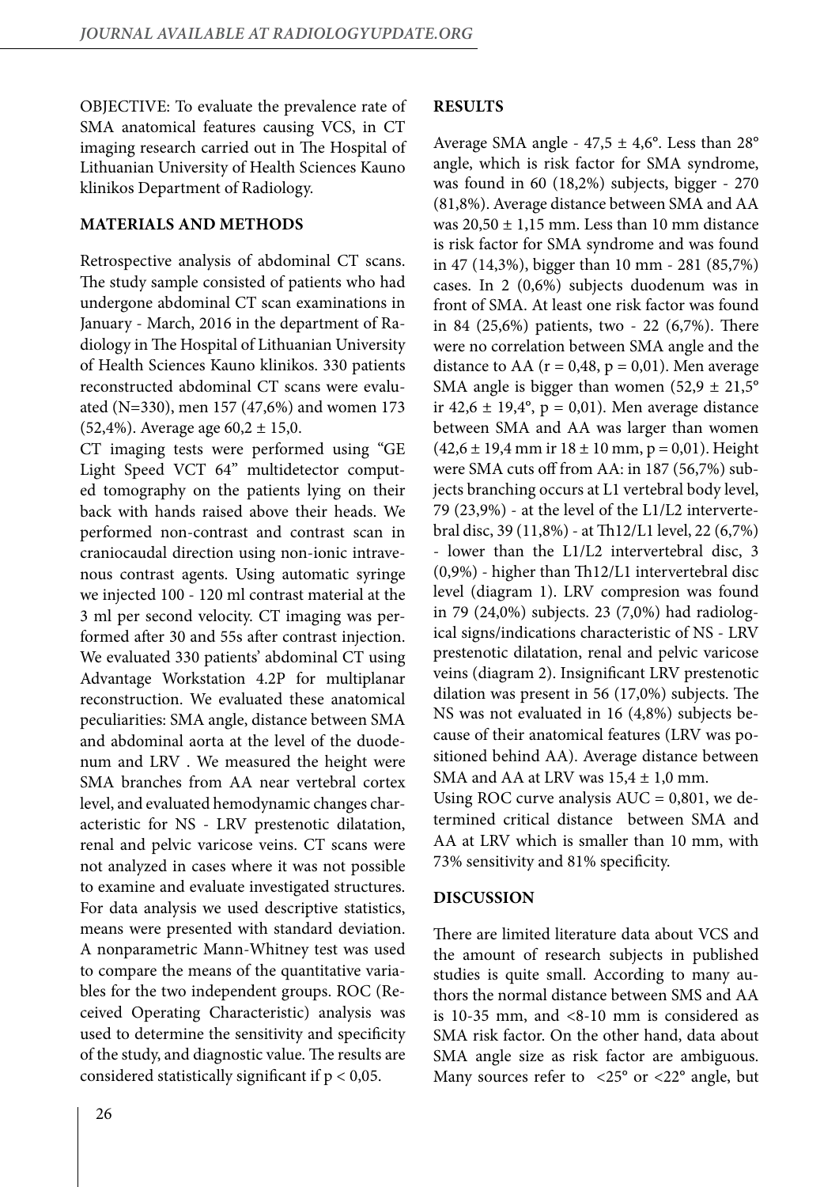OBJECTIVE: To evaluate the prevalence rate of SMA anatomical features causing VCS, in CT imaging research carried out in The Hospital of Lithuanian University of Health Sciences Kauno klinikos Department of Radiology.

**MATERIALS AND METHODS**

Retrospective analysis of abdominal CT scans. The study sample consisted of patients who had undergone abdominal CT scan examinations in January - March, 2016 in the department of Radiology in The Hospital of Lithuanian University of Health Sciences Kauno klinikos. 330 patients reconstructed abdominal CT scans were evaluated (N=330), men 157 (47,6%) and women 173 (52,4%). Average age 60,2 ± 15,0.

CT imaging tests were performed using "GE Light Speed VCT 64" multidetector computed tomography on the patients lying on their back with hands raised above their heads. We performed non-contrast and contrast scan in craniocaudal direction using non-ionic intravenous contrast agents. Using automatic syringe we injected 100 - 120 ml contrast material at the 3 ml per second velocity. CT imaging was performed after 30 and 55s after contrast injection. We evaluated 330 patients' abdominal CT using Advantage Workstation 4.2P for multiplanar reconstruction. We evaluated these anatomical peculiarities: SMA angle, distance between SMA and abdominal aorta at the level of the duodenum and LRV . We measured the height were SMA branches from AA near vertebral cortex level, and evaluated hemodynamic changes characteristic for NS - LRV prestenotic dilatation, renal and pelvic varicose veins. CT scans were not analyzed in cases where it was not possible to examine and evaluate investigated structures. For data analysis we used descriptive statistics, means were presented with standard deviation. A nonparametric Mann-Whitney test was used to compare the means of the quantitative variables for the two independent groups. ROC (Received Operating Characteristic) analysis was used to determine the sensitivity and specificity of the study, and diagnostic value. The results are considered statistically significant if $p < 0,05$.

**RESULTS**

Average SMA angle - 47,5 ± 4,6°. Less than 28° angle, which is risk factor for SMA syndrome, was found in 60 (18,2%) subjects, bigger - 270 (81,8%). Average distance between SMA and AA was 20,50 ± 1,15 mm. Less than 10 mm distance is risk factor for SMA syndrome and was found in 47 (14,3%), bigger than 10 mm - 281 (85,7%) cases. In 2 (0,6%) subjects duodenum was in front of SMA. At least one risk factor was found in 84 (25,6%) patients, two - 22 (6,7%). There were no correlation between SMA angle and the distance to AA ($r = 0,48$, $p = 0,01$). Men average SMA angle is bigger than women (52,9 ± 21,5° ir 42,6 ± 19,4°, $p = 0,01$). Men average distance between SMA and AA was larger than women (42,6 ± 19,4 mm ir 18 ± 10 mm, $p = 0,01$). Height were SMA cuts off from AA: in 187 (56,7%) subjects branching occurs at L1 vertebral body level, 79 (23,9%) - at the level of the L1/L2 intervertebral disc, 39 (11,8%) - at Th12/L1 level, 22 (6,7%) - lower than the L1/L2 intervertebral disc, 3 (0,9%) - higher than Th12/L1 intervertebral disc level (diagram 1). LRV compresion was found in 79 (24,0%) subjects. 23 (7,0%) had radiological signs/indications characteristic of NS - LRV prestenotic dilatation, renal and pelvic varicose veins (diagram 2). Insignificant LRV prestenotic dilation was present in 56 (17,0%) subjects. The NS was not evaluated in 16 (4,8%) subjects because of their anatomical features (LRV was positioned behind AA). Average distance between SMA and AA at LRV was 15,4 ± 1,0 mm.

Using ROC curve analysis AUC = 0,801, we determined critical distance between SMA and AA at LRV which is smaller than 10 mm, with 73% sensitivity and 81% specificity.

**DISCUSSION**

There are limited literature data about VCS and the amount of research subjects in published studies is quite small. According to many authors the normal distance between SMS and AA is 10-35 mm, and <8-10 mm is considered as SMA risk factor. On the other hand, data about SMA angle size as risk factor are ambiguous. Many sources refer to <25° or <22° angle, but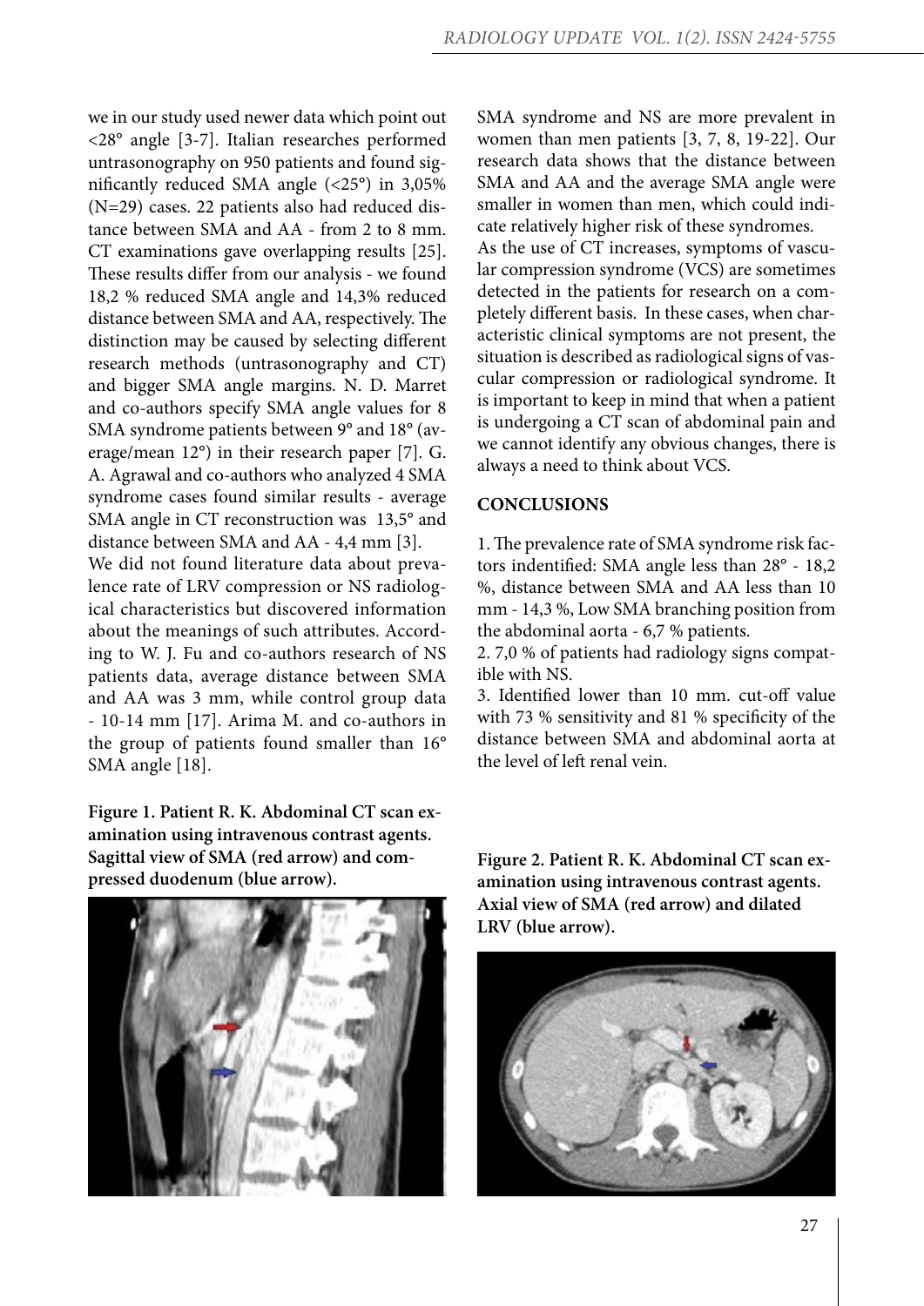we in our study used newer data which point out <28° angle [3-7]. Italian researches performed untrasonography on 950 patients and found significantly reduced SMA angle (<25°) in 3,05% (N=29) cases. 22 patients also had reduced distance between SMA and AA - from 2 to 8 mm. CT examinations gave overlapping results [25]. These results differ from our analysis - we found 18,2 % reduced SMA angle and 14,3% reduced distance between SMA and AA, respectively. The distinction may be caused by selecting different research methods (untrasonography and CT) and bigger SMA angle margins. N. D. Marret and co-authors specify SMA angle values for 8 SMA syndrome patients between 9° and 18° (average/mean 12°) in their research paper [7]. G. A. Agrawal and co-authors who analyzed 4 SMA syndrome cases found similar results - average SMA angle in CT reconstruction was 13,5° and distance between SMA and AA - 4,4 mm [3].

We did not found literature data about prevalence rate of LRV compression or NS radiological characteristics but discovered information about the meanings of such attributes. According to W. J. Fu and co-authors research of NS patients data, average distance between SMA and AA was 3 mm, while control group data - 10-14 mm [17]. Arima M. and co-authors in the group of patients found smaller than 16° SMA angle [18].

**Figure 1. Patient R. K. Abdominal CT scan examination using intravenous contrast agents. Sagittal view of SMA (red arrow) and compressed duodenum (blue arrow).**

SMA syndrome and NS are more prevalent in women than men patients [3, 7, 8, 19-22]. Our research data shows that the distance between SMA and AA and the average SMA angle were smaller in women than men, which could indicate relatively higher risk of these syndromes.

As the use of CT increases, symptoms of vascular compression syndrome (VCS) are sometimes detected in the patients for research on a completely different basis. In these cases, when characteristic clinical symptoms are not present, the situation is described as radiological signs of vascular compression or radiological syndrome. It is important to keep in mind that when a patient is undergoing a CT scan of abdominal pain and we cannot identify any obvious changes, there is always a need to think about VCS.

## CONCLUSIONS

1. The prevalence rate of SMA syndrome risk factors indentified: SMA angle less than 28° - 18,2 %, distance between SMA and AA less than 10 mm - 14,3 %, Low SMA branching position from the abdominal aorta - 6,7 % patients.
2. 7,0 % of patients had radiology signs compatible with NS.
3. Identified lower than 10 mm. cut-off value with 73 % sensitivity and 81 % specificity of the distance between SMA and abdominal aorta at the level of left renal vein.

**Figure 2. Patient R. K. Abdominal CT scan examination using intravenous contrast agents. Axial view of SMA (red arrow) and dilated LRV (blue arrow).**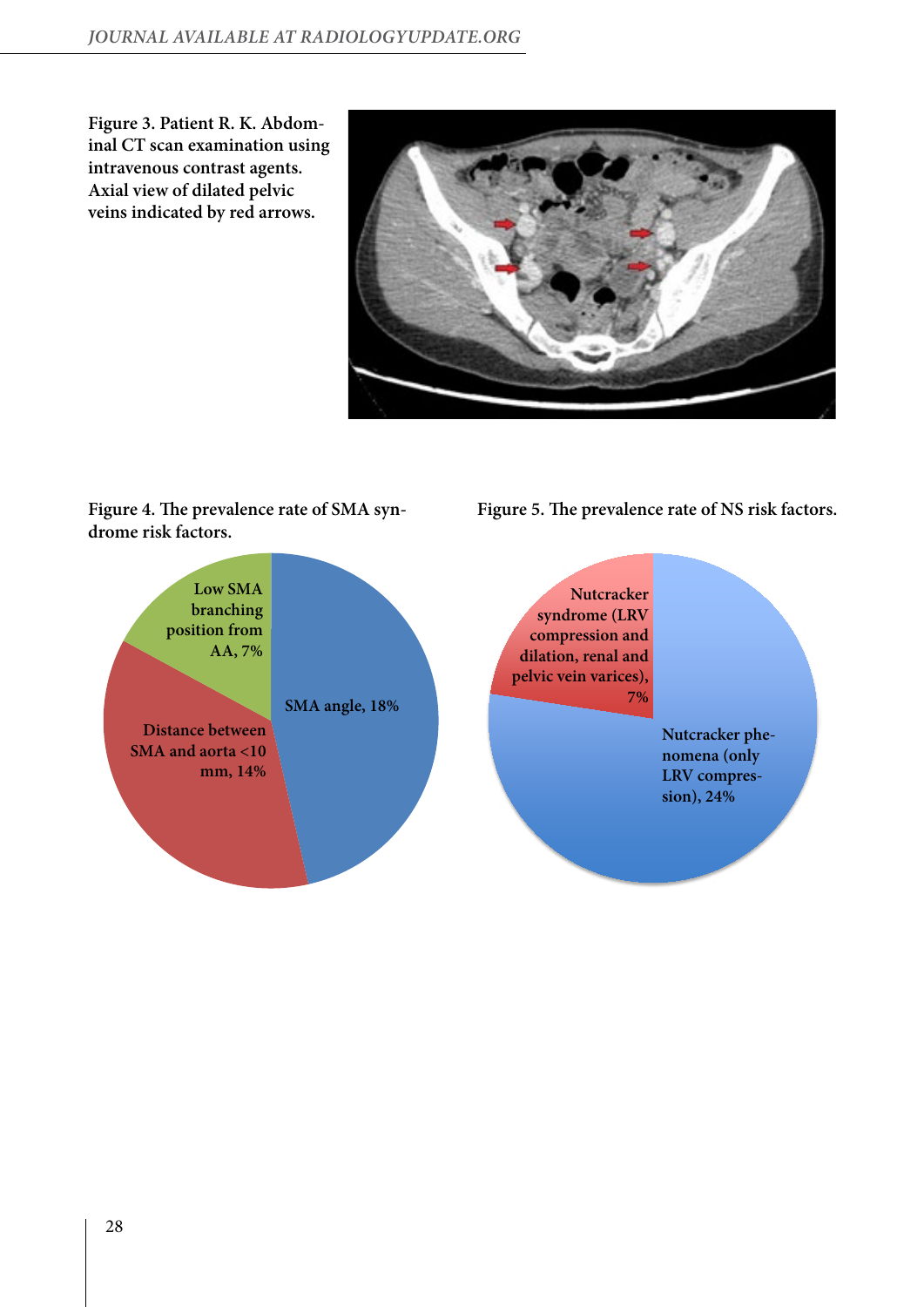**Figure 3. Patient R. K. Abdominal CT scan examination using intravenous contrast agents. Axial view of dilated pelvic veins indicated by red arrows.**

**Figure 4. The prevalence rate of SMA syndrome risk factors.**

- SMA angle, 18%
- Distance between SMA and aorta <10 mm, 14%
- Low SMA branching position from AA, 7%

**Figure 5. The prevalence rate of NS risk factors.**

- Nutcracker phenomena (only LRV compression), 24%
- Nutcracker syndrome (LRV compression and dilation, renal and pelvic vein varices), 7%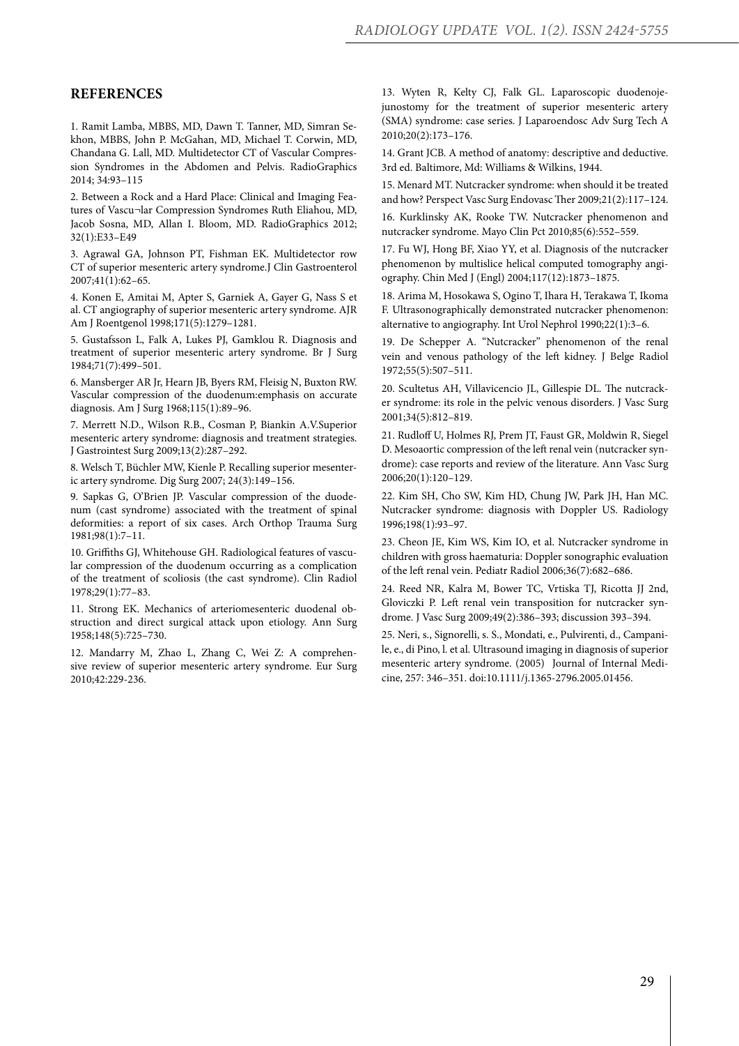## REFERENCES

1. Ramit Lamba, MBBS, MD, Dawn T. Tanner, MD, Simran Sekhon, MBBS, John P. McGahan, MD, Michael T. Corwin, MD, Chandana G. Lall, MD. Multidetector CT of Vascular Compression Syndromes in the Abdomen and Pelvis. RadioGraphics 2014; 34:93–115

2. Between a Rock and a Hard Place: Clinical and Imaging Features of Vascu¬lar Compression Syndromes Ruth Eliahou, MD, Jacob Sosna, MD, Allan I. Bloom, MD. RadioGraphics 2012; 32(1):E33–E49

3. Agrawal GA, Johnson PT, Fishman EK. Multidetector row CT of superior mesenteric artery syndrome.J Clin Gastroenterol 2007;41(1):62–65.

4. Konen E, Amitai M, Apter S, Garniek A, Gayer G, Nass S et al. CT angiography of superior mesenteric artery syndrome. AJR Am J Roentgenol 1998;171(5):1279–1281.

5. Gustafsson L, Falk A, Lukes PJ, Gamklou R. Diagnosis and treatment of superior mesenteric artery syndrome. Br J Surg 1984;71(7):499–501.

6. Mansberger AR Jr, Hearn JB, Byers RM, Fleisig N, Buxton RW. Vascular compression of the duodenum:emphasis on accurate diagnosis. Am J Surg 1968;115(1):89–96.

7. Merrett N.D., Wilson R.B., Cosman P, Biankin A.V.Superior mesenteric artery syndrome: diagnosis and treatment strategies. J Gastrointest Surg 2009;13(2):287–292.

8. Welsch T, Büchler MW, Kienle P. Recalling superior mesenteric artery syndrome. Dig Surg 2007; 24(3):149–156.

9. Sapkas G, O'Brien JP. Vascular compression of the duodenum (cast syndrome) associated with the treatment of spinal deformities: a report of six cases. Arch Orthop Trauma Surg 1981;98(1):7–11.

10. Griffiths GJ, Whitehouse GH. Radiological features of vascular compression of the duodenum occurring as a complication of the treatment of scoliosis (the cast syndrome). Clin Radiol 1978;29(1):77–83.

11. Strong EK. Mechanics of arteriomesenteric duodenal obstruction and direct surgical attack upon etiology. Ann Surg 1958;148(5):725–730.

12. Mandarry M, Zhao L, Zhang C, Wei Z: A comprehensive review of superior mesenteric artery syndrome. Eur Surg 2010;42:229-236.

13. Wyten R, Kelty CJ, Falk GL. Laparoscopic duodenojejunostomy for the treatment of superior mesenteric artery (SMA) syndrome: case series. J Laparoendosc Adv Surg Tech A 2010;20(2):173–176.

14. Grant JCB. A method of anatomy: descriptive and deductive. 3rd ed. Baltimore, Md: Williams & Wilkins, 1944.

15. Menard MT. Nutcracker syndrome: when should it be treated and how? Perspect Vasc Surg Endovasc Ther 2009;21(2):117–124.

16. Kurklinsky AK, Rooke TW. Nutcracker phenomenon and nutcracker syndrome. Mayo Clin Pct 2010;85(6):552–559.

17. Fu WJ, Hong BF, Xiao YY, et al. Diagnosis of the nutcracker phenomenon by multislice helical computed tomography angiography. Chin Med J (Engl) 2004;117(12):1873–1875.

18. Arima M, Hosokawa S, Ogino T, Ihara H, Terakawa T, Ikoma F. Ultrasonographically demonstrated nutcracker phenomenon: alternative to angiography. Int Urol Nephrol 1990;22(1):3–6.

19. De Schepper A. "Nutcracker" phenomenon of the renal vein and venous pathology of the left kidney. J Belge Radiol 1972;55(5):507–511.

20. Scultetus AH, Villavicencio JL, Gillespie DL. The nutcracker syndrome: its role in the pelvic venous disorders. J Vasc Surg 2001;34(5):812–819.

21. Rudloff U, Holmes RJ, Prem JT, Faust GR, Moldwin R, Siegel D. Mesoaortic compression of the left renal vein (nutcracker syndrome): case reports and review of the literature. Ann Vasc Surg 2006;20(1):120–129.

22. Kim SH, Cho SW, Kim HD, Chung JW, Park JH, Han MC. Nutcracker syndrome: diagnosis with Doppler US. Radiology 1996;198(1):93–97.

23. Cheon JE, Kim WS, Kim IO, et al. Nutcracker syndrome in children with gross haematuria: Doppler sonographic evaluation of the left renal vein. Pediatr Radiol 2006;36(7):682–686.

24. Reed NR, Kalra M, Bower TC, Vrtiska TJ, Ricotta JJ 2nd, Gloviczki P. Left renal vein transposition for nutcracker syndrome. J Vasc Surg 2009;49(2):386–393; discussion 393–394.

25. Neri, s., Signorelli, s. S., Mondati, e., Pulvirenti, d., Campanile, e., di Pino, l. et al. Ultrasound imaging in diagnosis of superior mesenteric artery syndrome. (2005) Journal of Internal Medicine, 257: 346–351. doi:10.1111/j.1365-2796.2005.01456.